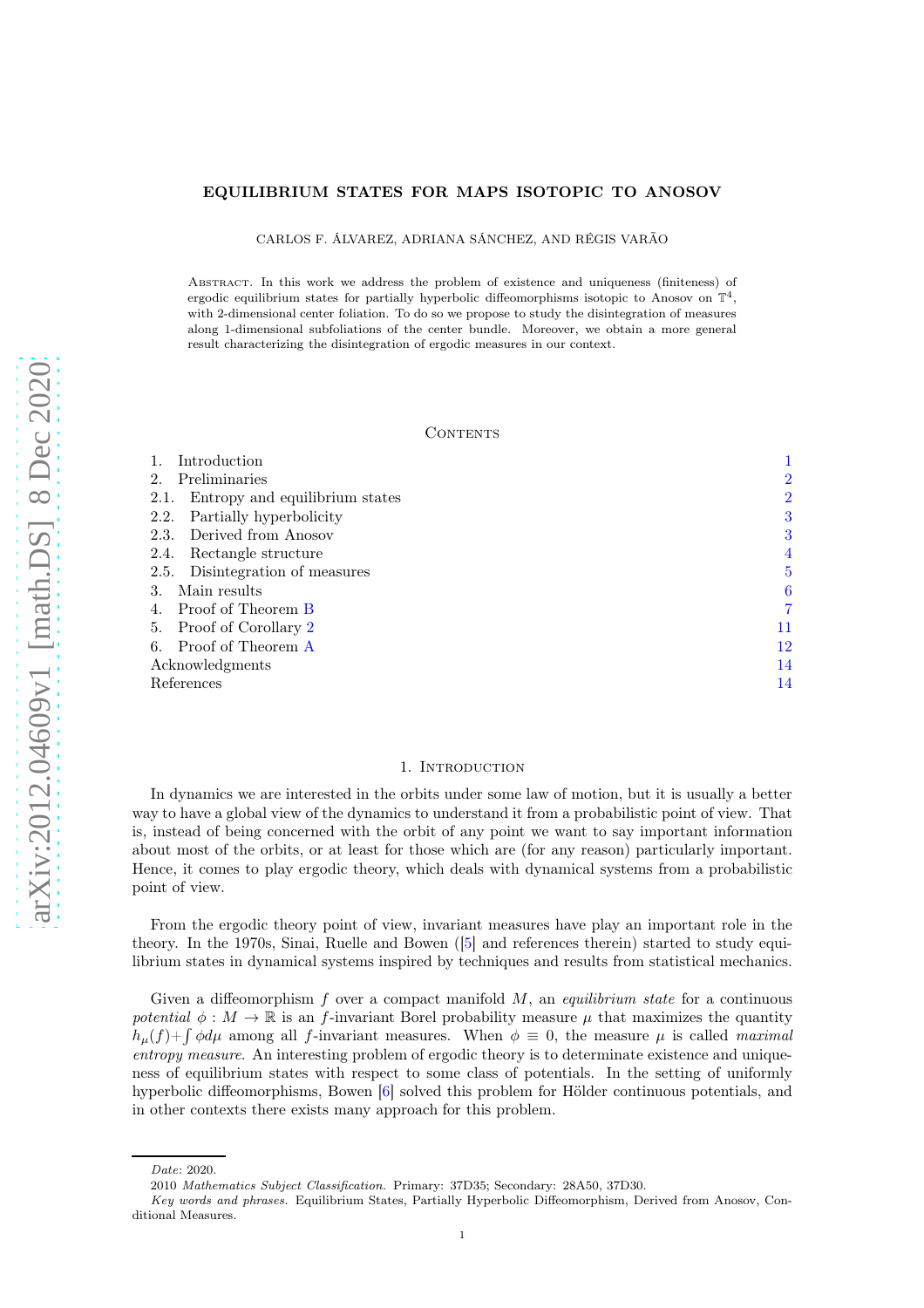# EQUILIBRIUM STATES FOR MAPS ISOTOPIC TO ANOSOV

CARLOS F. ÁLVAREZ, ADRIANA SÁNCHEZ, AND RÉGIS VARÃO

Abstract. In this work we address the problem of existence and uniqueness (finiteness) of ergodic equilibrium states for partially hyperbolic diffeomorphisms isotopic to Anosov on $\mathbb{T}^4$, with 2-dimensional center foliation. To do so we propose to study the disintegration of measures along 1-dimensional subfoliations of the center bundle. Moreover, we obtain a more general result characterizing the disintegration of ergodic measures in our context.

## Contents

| | |
|---|---|
| 1. Introduction | 1 |
| 2. Preliminaries | 2 |
| 2.1. Entropy and equilibrium states | 2 |
| 2.2. Partially hyperbolicity | 3 |
| 2.3. Derived from Anosov | 3 |
| 2.4. Rectangle structure | 4 |
| 2.5. Disintegration of measures | 5 |
| 3. Main results | 6 |
| 4. Proof of Theorem B | 7 |
| 5. Proof of Corollary 2 | 11 |
| 6. Proof of Theorem A | 12 |
| Acknowledgments | 14 |
| References | 14 |

## 1. Introduction

In dynamics we are interested in the orbits under some law of motion, but it is usually a better way to have a global view of the dynamics to understand it from a probabilistic point of view. That is, instead of being concerned with the orbit of any point we want to say important information about most of the orbits, or at least for those which are (for any reason) particularly important. Hence, it comes to play ergodic theory, which deals with dynamical systems from a probabilistic point of view.

From the ergodic theory point of view, invariant measures have play an important role in the theory. In the 1970s, Sinai, Ruelle and Bowen ([5] and references therein) started to study equilibrium states in dynamical systems inspired by techniques and results from statistical mechanics.

Given a diffeomorphism $f$ over a compact manifold $M$, an *equilibrium state* for a continuous *potential* $\phi : M \to \mathbb{R}$ is an $f$-invariant Borel probability measure $\mu$ that maximizes the quantity $h_\mu(f)+\int \phi d\mu$ among all $f$-invariant measures. When $\phi \equiv 0$, the measure $\mu$ is called *maximal entropy measure*. An interesting problem of ergodic theory is to determinate existence and uniqueness of equilibrium states with respect to some class of potentials. In the setting of uniformly hyperbolic diffeomorphisms, Bowen [6] solved this problem for Hölder continuous potentials, and in other contexts there exists many approach for this problem.

*Date*: 2020.

2010 *Mathematics Subject Classification.* Primary: 37D35; Secondary: 28A50, 37D30.

*Key words and phrases.* Equilibrium States, Partially Hyperbolic Diffeomorphism, Derived from Anosov, Conditional Measures.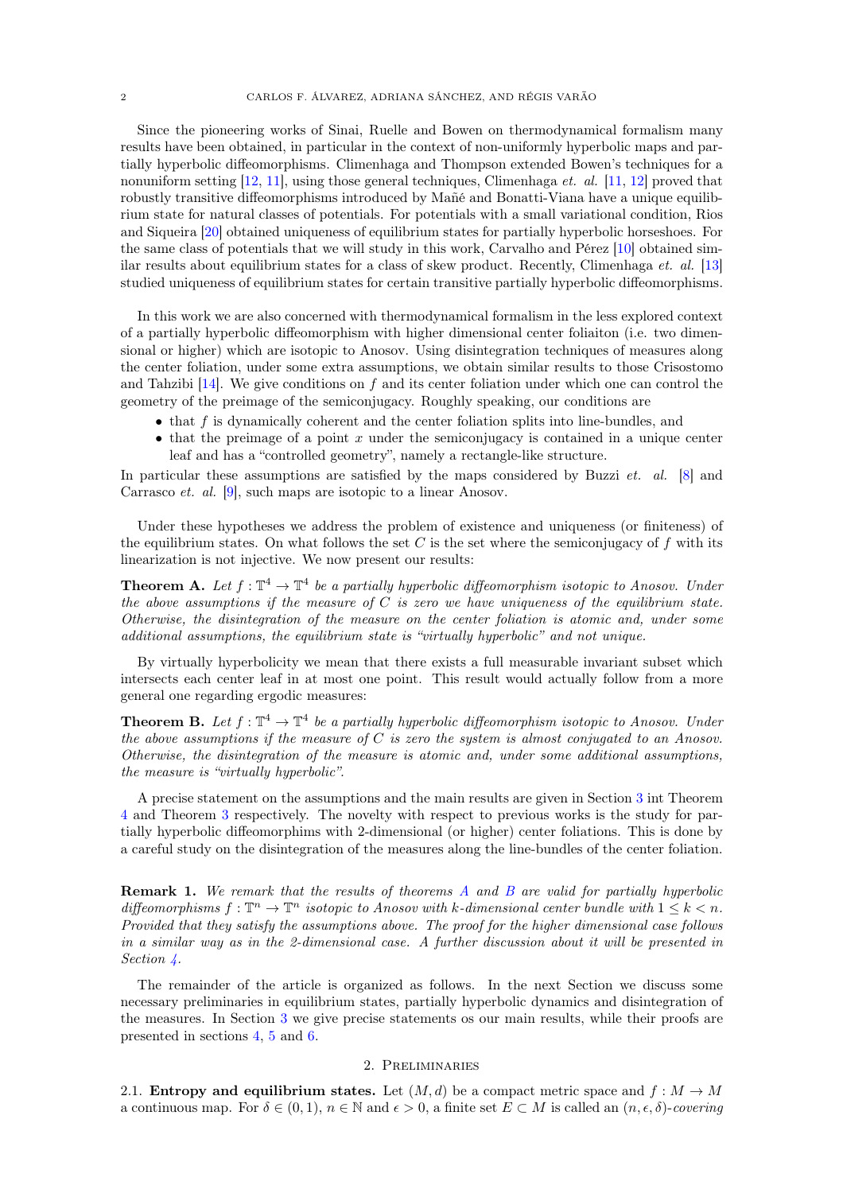Since the pioneering works of Sinai, Ruelle and Bowen on thermodynamical formalism many results have been obtained, in particular in the context of non-uniformly hyperbolic maps and partially hyperbolic diffeomorphisms. Climenhaga and Thompson extended Bowen's techniques for a nonuniform setting [12, 11], using those general techniques, Climenhaga *et. al.* [11, 12] proved that robustly transitive diffeomorphisms introduced by Mañé and Bonatti-Viana have a unique equilibrium state for natural classes of potentials. For potentials with a small variational condition, Rios and Siqueira [20] obtained uniqueness of equilibrium states for partially hyperbolic horseshoes. For the same class of potentials that we will study in this work, Carvalho and Pérez [10] obtained similar results about equilibrium states for a class of skew product. Recently, Climenhaga *et. al.* [13] studied uniqueness of equilibrium states for certain transitive partially hyperbolic diffeomorphisms.

In this work we are also concerned with thermodynamical formalism in the less explored context of a partially hyperbolic diffeomorphism with higher dimensional center foliaiton (i.e. two dimensional or higher) which are isotopic to Anosov. Using disintegration techniques of measures along the center foliation, under some extra assumptions, we obtain similar results to those Crisostomo and Tahzibi [14]. We give conditions on $f$ and its center foliation under which one can control the geometry of the preimage of the semiconjugacy. Roughly speaking, our conditions are

- that $f$ is dynamically coherent and the center foliation splits into line-bundles, and
- that the preimage of a point $x$ under the semiconjugacy is contained in a unique center leaf and has a "controlled geometry", namely a rectangle-like structure.

In particular these assumptions are satisfied by the maps considered by Buzzi *et. al.* [8] and Carrasco *et. al.* [9], such maps are isotopic to a linear Anosov.

Under these hypotheses we address the problem of existence and uniqueness (or finiteness) of the equilibrium states. On what follows the set $C$ is the set where the semiconjugacy of $f$ with its linearization is not injective. We now present our results:

**Theorem A.** *Let $f : \mathbb{T}^4 \to \mathbb{T}^4$ be a partially hyperbolic diffeomorphism isotopic to Anosov. Under the above assumptions if the measure of $C$ is zero we have uniqueness of the equilibrium state. Otherwise, the disintegration of the measure on the center foliation is atomic and, under some additional assumptions, the equilibrium state is "virtually hyperbolic" and not unique.*

By virtually hyperbolicity we mean that there exists a full measurable invariant subset which intersects each center leaf in at most one point. This result would actually follow from a more general one regarding ergodic measures:

**Theorem B.** *Let $f : \mathbb{T}^4 \to \mathbb{T}^4$ be a partially hyperbolic diffeomorphism isotopic to Anosov. Under the above assumptions if the measure of $C$ is zero the system is almost conjugated to an Anosov. Otherwise, the disintegration of the measure is atomic and, under some additional assumptions, the measure is "virtually hyperbolic".*

A precise statement on the assumptions and the main results are given in Section 3 int Theorem 4 and Theorem 3 respectively. The novelty with respect to previous works is the study for partially hyperbolic diffeomorphims with 2-dimensional (or higher) center foliations. This is done by a careful study on the disintegration of the measures along the line-bundles of the center foliation.

**Remark 1.** *We remark that the results of theorems A and B are valid for partially hyperbolic diffeomorphisms $f : \mathbb{T}^n \to \mathbb{T}^n$ isotopic to Anosov with $k$-dimensional center bundle with $1 \leq k < n$. Provided that they satisfy the assumptions above. The proof for the higher dimensional case follows in a similar way as in the 2-dimensional case. A further discussion about it will be presented in Section 4.*

The remainder of the article is organized as follows. In the next Section we discuss some necessary preliminaries in equilibrium states, partially hyperbolic dynamics and disintegration of the measures. In Section 3 we give precise statements os our main results, while their proofs are presented in sections 4, 5 and 6.

## 2. Preliminaries

**2.1. Entropy and equilibrium states.** Let $(M, d)$ be a compact metric space and $f : M \to M$ a continuous map. For $\delta \in (0, 1)$, $n \in \mathbb{N}$ and $\epsilon > 0$, a finite set $E \subset M$ is called an *$(n, \epsilon, \delta)$-covering*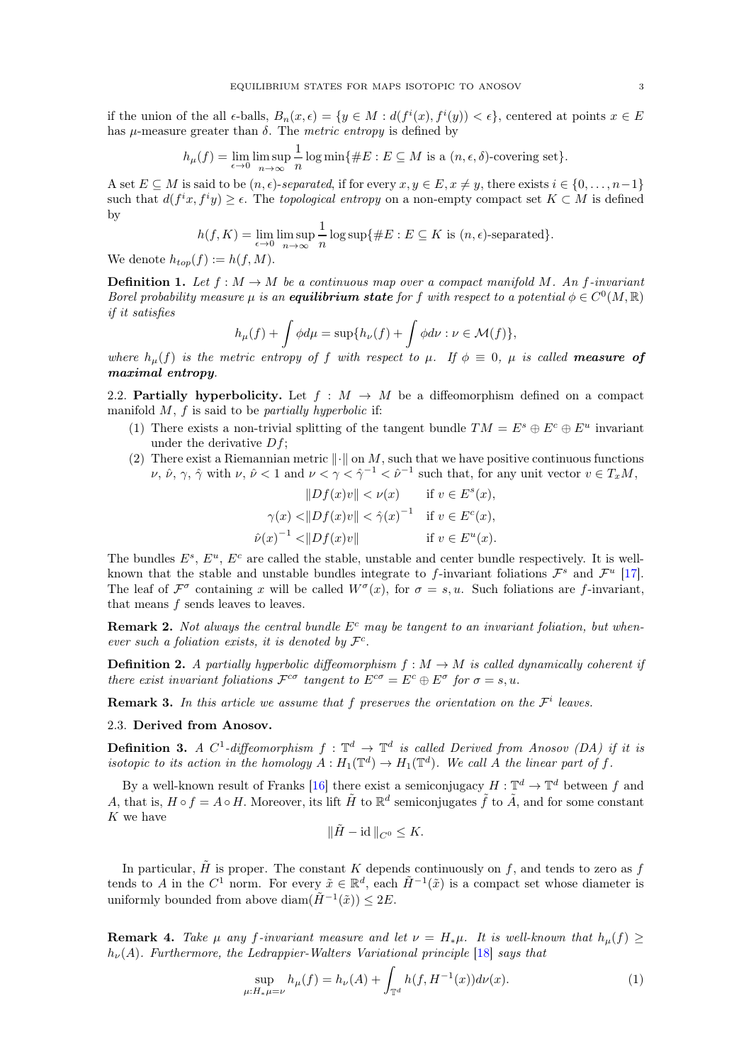if the union of the all $\epsilon$-balls, $B_n(x,\epsilon) = \{y \in M : d(f^i(x), f^i(y)) < \epsilon\}$, centered at points $x \in E$ has $\mu$-measure greater than $\delta$. The *metric entropy* is defined by

$$h_\mu(f) = \lim_{\epsilon \to 0} \limsup_{n\to\infty} \frac{1}{n} \log \min\{\#E : E \subseteq M \text{ is a } (n,\epsilon,\delta)\text{-covering set}\}.$$

A set $E \subseteq M$ is said to be $(n,\epsilon)$-*separated*, if for every $x, y \in E, x \neq y$, there exists $i \in \{0, \ldots, n-1\}$ such that $d(f^i x, f^i y) \geq \epsilon$. The *topological entropy* on a non-empty compact set $K \subset M$ is defined by

$$h(f,K) = \lim_{\epsilon\to 0} \limsup_{n\to\infty} \frac{1}{n} \log \sup\{\#E : E \subseteq K \text{ is } (n,\epsilon)\text{-separated}\}.$$

We denote $h_{top}(f) := h(f, M)$.

**Definition 1.** *Let $f : M \to M$ be a continuous map over a compact manifold $M$. An $f$-invariant Borel probability measure $\mu$ is an **equilibrium state** for $f$ with respect to a potential $\phi \in C^0(M,\mathbb{R})$ if it satisfies*

$$h_\mu(f) + \int \phi d\mu = \sup\{h_\nu(f) + \int \phi d\nu : \nu \in \mathcal{M}(f)\},$$

*where $h_\mu(f)$ is the metric entropy of $f$ with respect to $\mu$. If $\phi \equiv 0$, $\mu$ is called **measure of maximal entropy**.*

### 2.2. Partially hyperbolicity.

Let $f : M \to M$ be a diffeomorphism defined on a compact manifold $M$, $f$ is said to be *partially hyperbolic* if:

1. There exists a non-trivial splitting of the tangent bundle $TM = E^s \oplus E^c \oplus E^u$ invariant under the derivative $Df$;
2. There exist a Riemannian metric $\|\cdot\|$ on $M$, such that we have positive continuous functions $\nu$, $\hat{\nu}$, $\gamma$, $\hat{\gamma}$ with $\nu$, $\hat{\nu} < 1$ and $\nu < \gamma < \hat{\gamma}^{-1} < \hat{\nu}^{-1}$ such that, for any unit vector $v \in T_xM$,

$$\begin{aligned} \|Df(x)v\| &< \nu(x) && \text{if } v \in E^s(x), \\ \gamma(x) < \|Df(x)v\| &< \hat{\gamma}(x)^{-1} && \text{if } v \in E^c(x), \\ \hat{\nu}(x)^{-1} < \|Df(x)v\| & && \text{if } v \in E^u(x). \end{aligned}$$

The bundles $E^s$, $E^u$, $E^c$ are called the stable, unstable and center bundle respectively. It is well-known that the stable and unstable bundles integrate to $f$-invariant foliations $\mathcal{F}^s$ and $\mathcal{F}^u$ [17]. The leaf of $\mathcal{F}^\sigma$ containing $x$ will be called $W^\sigma(x)$, for $\sigma = s, u$. Such foliations are $f$-invariant, that means $f$ sends leaves to leaves.

**Remark 2.** *Not always the central bundle $E^c$ may be tangent to an invariant foliation, but whenever such a foliation exists, it is denoted by $\mathcal{F}^c$.*

**Definition 2.** *A partially hyperbolic diffeomorphism $f : M \to M$ is called dynamically coherent if there exist invariant foliations $\mathcal{F}^{c\sigma}$ tangent to $E^{c\sigma} = E^c \oplus E^\sigma$ for $\sigma = s, u$.*

**Remark 3.** *In this article we assume that $f$ preserves the orientation on the $\mathcal{F}^i$ leaves.*

### 2.3. Derived from Anosov.

**Definition 3.** *A $C^1$-diffeomorphism $f : \mathbb{T}^d \to \mathbb{T}^d$ is called Derived from Anosov (DA) if it is isotopic to its action in the homology $A : H_1(\mathbb{T}^d) \to H_1(\mathbb{T}^d)$. We call $A$ the linear part of $f$.*

By a well-known result of Franks [16] there exist a semiconjugacy $H : \mathbb{T}^d \to \mathbb{T}^d$ between $f$ and $A$, that is, $H \circ f = A \circ H$. Moreover, its lift $\tilde{H}$ to $\mathbb{R}^d$ semiconjugates $\tilde{f}$ to $\tilde{A}$, and for some constant $K$ we have

$$\|\tilde{H} - \mathrm{id}\|_{C^0} \leq K.$$

In particular, $\tilde{H}$ is proper. The constant $K$ depends continuously on $f$, and tends to zero as $f$ tends to $A$ in the $C^1$ norm. For every $\tilde{x} \in \mathbb{R}^d$, each $\tilde{H}^{-1}(\tilde{x})$ is a compact set whose diameter is uniformly bounded from above $\mathrm{diam}(\tilde{H}^{-1}(\tilde{x})) \leq 2E$.

**Remark 4.** *Take $\mu$ any $f$-invariant measure and let $\nu = H_*\mu$. It is well-known that $h_\mu(f) \geq h_\nu(A)$. Furthermore, the Ledrappier-Walters Variational principle [18] says that*

$$\sup_{\mu : H_*\mu = \nu} h_\mu(f) = h_\nu(A) + \int_{\mathbb{T}^d} h(f, H^{-1}(x)) d\nu(x). \tag{1}$$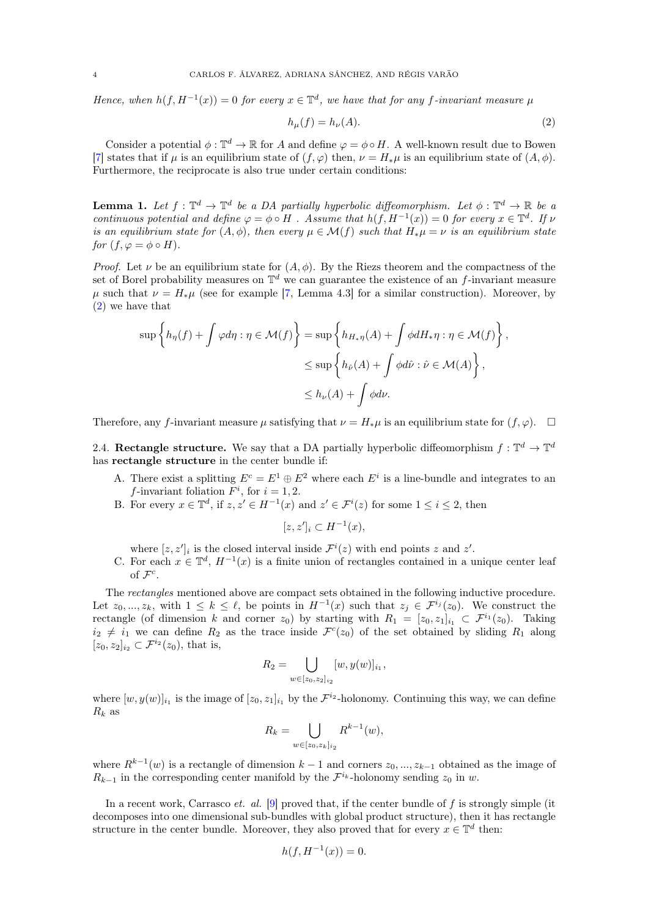*Hence, when $h(f, H^{-1}(x)) = 0$ for every $x \in \mathbb{T}^d$, we have that for any $f$-invariant measure $\mu$*

$$h_\mu(f) = h_\nu(A). \tag{2}$$

Consider a potential $\phi : \mathbb{T}^d \to \mathbb{R}$ for $A$ and define $\varphi = \phi \circ H$. A well-known result due to Bowen [7] states that if $\mu$ is an equilibrium state of $(f, \varphi)$ then, $\nu = H_*\mu$ is an equilibrium state of $(A, \phi)$. Furthermore, the reciprocate is also true under certain conditions:

**Lemma 1.** *Let $f : \mathbb{T}^d \to \mathbb{T}^d$ be a DA partially hyperbolic diffeomorphism. Let $\phi : \mathbb{T}^d \to \mathbb{R}$ be a continuous potential and define $\varphi = \phi \circ H$ . Assume that $h(f, H^{-1}(x)) = 0$ for every $x \in \mathbb{T}^d$. If $\nu$ is an equilibrium state for $(A, \phi)$, then every $\mu \in \mathcal{M}(f)$ such that $H_*\mu = \nu$ is an equilibrium state for $(f, \varphi = \phi \circ H)$.*

*Proof.* Let $\nu$ be an equilibrium state for $(A, \phi)$. By the Riesz theorem and the compactness of the set of Borel probability measures on $\mathbb{T}^d$ we can guarantee the existence of an $f$-invariant measure $\mu$ such that $\nu = H_*\mu$ (see for example [7, Lemma 4.3] for a similar construction). Moreover, by (2) we have that

$$\begin{aligned}
\sup\left\{h_\eta(f) + \int \varphi d\eta : \eta \in \mathcal{M}(f)\right\} &= \sup\left\{h_{H_*\eta}(A) + \int \phi dH_*\eta : \eta \in \mathcal{M}(f)\right\}, \\
&\leq \sup\left\{h_{\hat{\nu}}(A) + \int \phi d\hat{\nu} : \hat{\nu} \in \mathcal{M}(A)\right\}, \\
&\leq h_\nu(A) + \int \phi d\nu.
\end{aligned}$$

Therefore, any $f$-invariant measure $\mu$ satisfying that $\nu = H_*\mu$ is an equilibrium state for $(f, \varphi)$. $\square$

### 2.4. Rectangle structure.

We say that a DA partially hyperbolic diffeomorphism $f : \mathbb{T}^d \to \mathbb{T}^d$ has **rectangle structure** in the center bundle if:

A. There exist a splitting $E^c = E^1 \oplus E^2$ where each $E^i$ is a line-bundle and integrates to an $f$-invariant foliation $F^i$, for $i = 1, 2$.

B. For every $x \in \mathbb{T}^d$, if $z, z' \in H^{-1}(x)$ and $z' \in \mathcal{F}^i(z)$ for some $1 \leq i \leq 2$, then

$$[z, z']_i \subset H^{-1}(x),$$

where $[z, z']_i$ is the closed interval inside $\mathcal{F}^i(z)$ with end points $z$ and $z'$.

C. For each $x \in \mathbb{T}^d$, $H^{-1}(x)$ is a finite union of rectangles contained in a unique center leaf of $\mathcal{F}^c$.

The *rectangles* mentioned above are compact sets obtained in the following inductive procedure. Let $z_0, ..., z_k$, with $1 \leq k \leq \ell$, be points in $H^{-1}(x)$ such that $z_j \in \mathcal{F}^{i_j}(z_0)$. We construct the rectangle (of dimension $k$ and corner $z_0$) by starting with $R_1 = [z_0, z_1]_{i_1} \subset \mathcal{F}^{i_1}(z_0)$. Taking $i_2 \neq i_1$ we can define $R_2$ as the trace inside $\mathcal{F}^c(z_0)$ of the set obtained by sliding $R_1$ along $[z_0, z_2]_{i_2} \subset \mathcal{F}^{i_2}(z_0)$, that is,

$$R_2 = \bigcup_{w \in [z_0, z_2]_{i_2}} [w, y(w)]_{i_1},$$

where $[w, y(w)]_{i_1}$ is the image of $[z_0, z_1]_{i_1}$ by the $\mathcal{F}^{i_2}$-holonomy. Continuing this way, we can define $R_k$ as

$$R_k = \bigcup_{w \in [z_0, z_k]_{i_2}} R^{k-1}(w),$$

where $R^{k-1}(w)$ is a rectangle of dimension $k - 1$ and corners $z_0, ..., z_{k-1}$ obtained as the image of $R_{k-1}$ in the corresponding center manifold by the $\mathcal{F}^{i_k}$-holonomy sending $z_0$ in $w$.

In a recent work, Carrasco *et. al.* [9] proved that, if the center bundle of $f$ is strongly simple (it decomposes into one dimensional sub-bundles with global product structure), then it has rectangle structure in the center bundle. Moreover, they also proved that for every $x \in \mathbb{T}^d$ then:

$$h(f, H^{-1}(x)) = 0.$$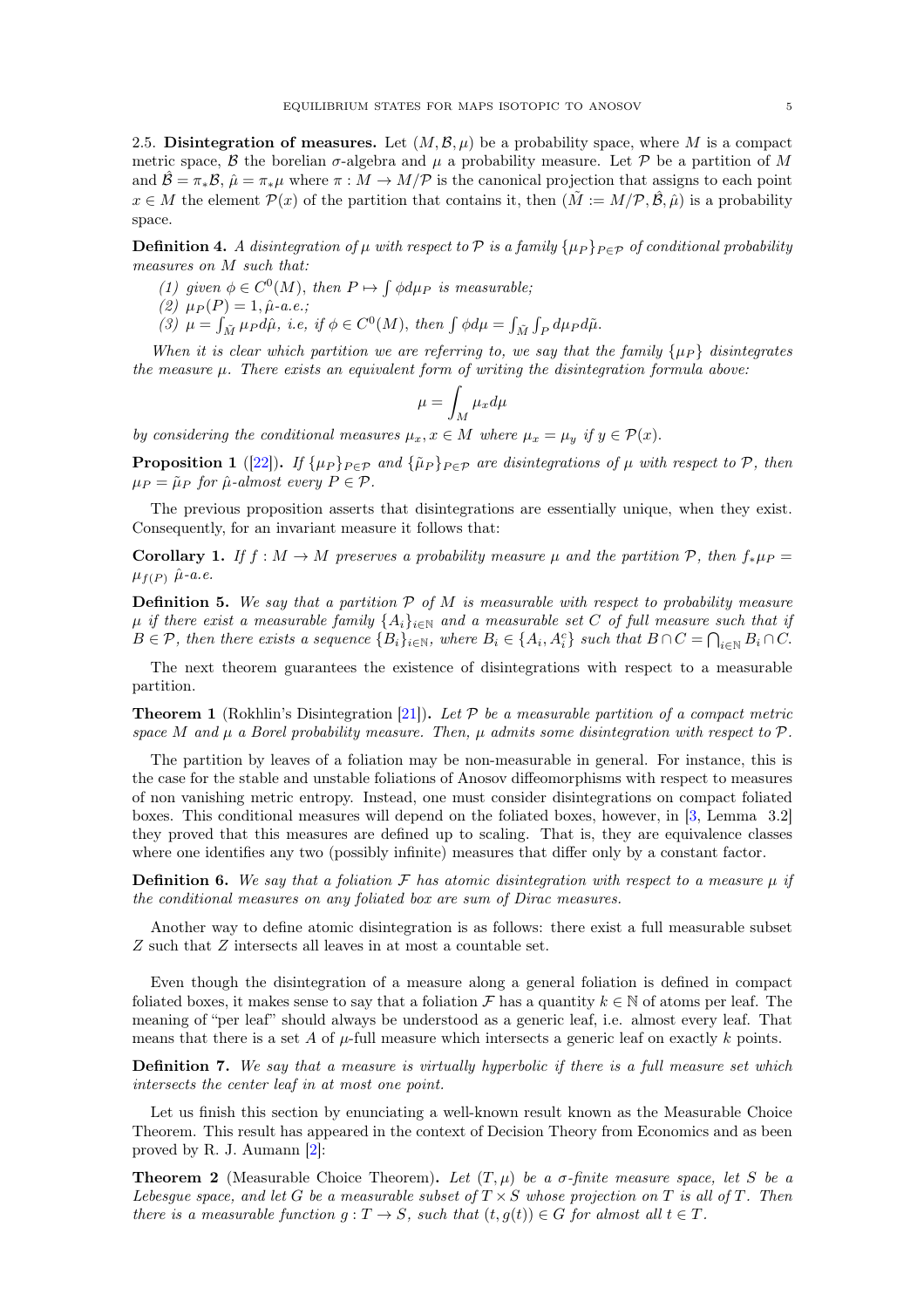## 2.5. Disintegration of measures.

Let $(M, \mathcal{B}, \mu)$ be a probability space, where $M$ is a compact metric space, $\mathcal{B}$ the borelian $\sigma$-algebra and $\mu$ a probability measure. Let $\mathcal{P}$ be a partition of $M$ and $\hat{\mathcal{B}} = \pi_*\mathcal{B}$, $\hat{\mu} = \pi_*\mu$ where $\pi : M \to M/\mathcal{P}$ is the canonical projection that assigns to each point $x \in M$ the element $\mathcal{P}(x)$ of the partition that contains it, then $(\tilde{M} := M/\mathcal{P}, \hat{\mathcal{B}}, \hat{\mu})$ is a probability space.

**Definition 4.** *A disintegration of $\mu$ with respect to $\mathcal{P}$ is a family $\{\mu_P\}_{P\in\mathcal{P}}$ of conditional probability measures on $M$ such that:*

*(1) given $\phi \in C^0(M)$, then $P \mapsto \int \phi d\mu_P$ is measurable;*
*(2) $\mu_P(P) = 1, \hat{\mu}$-a.e.;*
*(3) $\mu = \int_{\tilde{M}} \mu_P d\hat{\mu}$, i.e, if $\phi \in C^0(M)$, then $\int \phi d\mu = \int_{\tilde{M}} \int_P d\mu_P d\tilde{\mu}$.*

*When it is clear which partition we are referring to, we say that the family $\{\mu_P\}$ disintegrates the measure $\mu$. There exists an equivalent form of writing the disintegration formula above:*

$$\mu = \int_M \mu_x d\mu$$

*by considering the conditional measures $\mu_x, x \in M$ where $\mu_x = \mu_y$ if $y \in \mathcal{P}(x)$.*

**Proposition 1** ([22]). *If $\{\mu_P\}_{P\in\mathcal{P}}$ and $\{\tilde{\mu}_P\}_{P\in\mathcal{P}}$ are disintegrations of $\mu$ with respect to $\mathcal{P}$, then $\mu_P = \tilde{\mu}_P$ for $\hat{\mu}$-almost every $P \in \mathcal{P}$.*

The previous proposition asserts that disintegrations are essentially unique, when they exist. Consequently, for an invariant measure it follows that:

**Corollary 1.** *If $f : M \to M$ preserves a probability measure $\mu$ and the partition $\mathcal{P}$, then $f_*\mu_P = \mu_{f(P)}$ $\hat{\mu}$-a.e.*

**Definition 5.** *We say that a partition $\mathcal{P}$ of $M$ is measurable with respect to probability measure $\mu$ if there exist a measurable family $\{A_i\}_{i\in\mathbb{N}}$ and a measurable set $C$ of full measure such that if $B \in \mathcal{P}$, then there exists a sequence $\{B_i\}_{i\in\mathbb{N}}$, where $B_i \in \{A_i, A_i^c\}$ such that $B \cap C = \bigcap_{i\in\mathbb{N}} B_i \cap C$.*

The next theorem guarantees the existence of disintegrations with respect to a measurable partition.

**Theorem 1** (Rokhlin's Disintegration [21]). *Let $\mathcal{P}$ be a measurable partition of a compact metric space $M$ and $\mu$ a Borel probability measure. Then, $\mu$ admits some disintegration with respect to $\mathcal{P}$.*

The partition by leaves of a foliation may be non-measurable in general. For instance, this is the case for the stable and unstable foliations of Anosov diffeomorphisms with respect to measures of non vanishing metric entropy. Instead, one must consider disintegrations on compact foliated boxes. This conditional measures will depend on the foliated boxes, however, in [3, Lemma 3.2] they proved that this measures are defined up to scaling. That is, they are equivalence classes where one identifies any two (possibly infinite) measures that differ only by a constant factor.

**Definition 6.** *We say that a foliation $\mathcal{F}$ has atomic disintegration with respect to a measure $\mu$ if the conditional measures on any foliated box are sum of Dirac measures.*

Another way to define atomic disintegration is as follows: there exist a full measurable subset $Z$ such that $Z$ intersects all leaves in at most a countable set.

Even though the disintegration of a measure along a general foliation is defined in compact foliated boxes, it makes sense to say that a foliation $\mathcal{F}$ has a quantity $k \in \mathbb{N}$ of atoms per leaf. The meaning of "per leaf" should always be understood as a generic leaf, i.e. almost every leaf. That means that there is a set $A$ of $\mu$-full measure which intersects a generic leaf on exactly $k$ points.

**Definition 7.** *We say that a measure is virtually hyperbolic if there is a full measure set which intersects the center leaf in at most one point.*

Let us finish this section by enunciating a well-known result known as the Measurable Choice Theorem. This result has appeared in the context of Decision Theory from Economics and as been proved by R. J. Aumann [2]:

**Theorem 2** (Measurable Choice Theorem). *Let $(T, \mu)$ be a $\sigma$-finite measure space, let $S$ be a Lebesgue space, and let $G$ be a measurable subset of $T \times S$ whose projection on $T$ is all of $T$. Then there is a measurable function $g : T \to S$, such that $(t, g(t)) \in G$ for almost all $t \in T$.*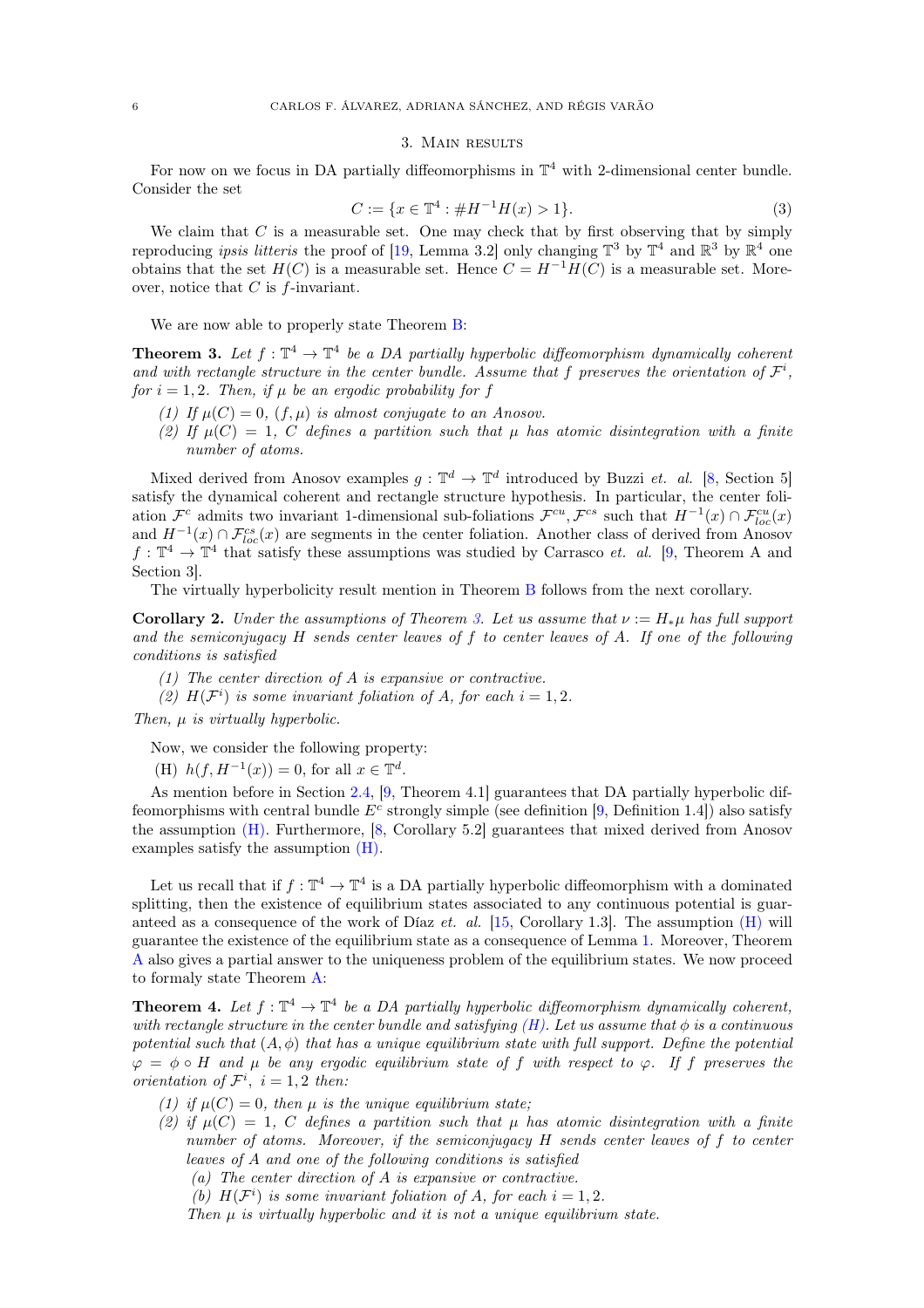## 3. Main results

For now on we focus in DA partially diffeomorphisms in $\mathbb{T}^4$ with 2-dimensional center bundle. Consider the set

$$C := \{x \in \mathbb{T}^4 : \# H^{-1}H(x) > 1\}. \tag{3}$$

We claim that $C$ is a measurable set. One may check that by first observing that by simply reproducing *ipsis litteris* the proof of [19, Lemma 3.2] only changing $\mathbb{T}^3$ by $\mathbb{T}^4$ and $\mathbb{R}^3$ by $\mathbb{R}^4$ one obtains that the set $H(C)$ is a measurable set. Hence $C = H^{-1}H(C)$ is a measurable set. Moreover, notice that $C$ is $f$-invariant.

We are now able to properly state Theorem B:

**Theorem 3.** *Let $f : \mathbb{T}^4 \to \mathbb{T}^4$ be a DA partially hyperbolic diffeomorphism dynamically coherent and with rectangle structure in the center bundle. Assume that $f$ preserves the orientation of $\mathcal{F}^i$, for $i = 1, 2$. Then, if $\mu$ be an ergodic probability for $f$*

*(1) If $\mu(C) = 0$, $(f, \mu)$ is almost conjugate to an Anosov.*
*(2) If $\mu(C) = 1$, $C$ defines a partition such that $\mu$ has atomic disintegration with a finite number of atoms.*

Mixed derived from Anosov examples $g : \mathbb{T}^d \to \mathbb{T}^d$ introduced by Buzzi *et. al.* [8, Section 5] satisfy the dynamical coherent and rectangle structure hypothesis. In particular, the center foliation $\mathcal{F}^c$ admits two invariant 1-dimensional sub-foliations $\mathcal{F}^{cu}, \mathcal{F}^{cs}$ such that $H^{-1}(x) \cap \mathcal{F}^{cu}_{loc}(x)$ and $H^{-1}(x) \cap \mathcal{F}^{cs}_{loc}(x)$ are segments in the center foliation. Another class of derived from Anosov $f : \mathbb{T}^4 \to \mathbb{T}^4$ that satisfy these assumptions was studied by Carrasco *et. al.* [9, Theorem A and Section 3].

The virtually hyperbolicity result mention in Theorem B follows from the next corollary.

**Corollary 2.** *Under the assumptions of Theorem 3. Let us assume that $\nu := H_*\mu$ has full support and the semiconjugacy $H$ sends center leaves of $f$ to center leaves of $A$. If one of the following conditions is satisfied*

*(1) The center direction of $A$ is expansive or contractive.*
*(2) $H(\mathcal{F}^i)$ is some invariant foliation of $A$, for each $i = 1, 2$.*

*Then, $\mu$ is virtually hyperbolic.*

Now, we consider the following property:

(H) $h(f, H^{-1}(x)) = 0$, for all $x \in \mathbb{T}^d$.

As mention before in Section 2.4, [9, Theorem 4.1] guarantees that DA partially hyperbolic diffeomorphisms with central bundle $E^c$ strongly simple (see definition [9, Definition 1.4]) also satisfy the assumption (H). Furthermore, [8, Corollary 5.2] guarantees that mixed derived from Anosov examples satisfy the assumption (H).

Let us recall that if $f : \mathbb{T}^4 \to \mathbb{T}^4$ is a DA partially hyperbolic diffeomorphism with a dominated splitting, then the existence of equilibrium states associated to any continuous potential is guaranteed as a consequence of the work of Díaz *et. al.* [15, Corollary 1.3]. The assumption (H) will guarantee the existence of the equilibrium state as a consequence of Lemma 1. Moreover, Theorem A also gives a partial answer to the uniqueness problem of the equilibrium states. We now proceed to formaly state Theorem A:

**Theorem 4.** *Let $f : \mathbb{T}^4 \to \mathbb{T}^4$ be a DA partially hyperbolic diffeomorphism dynamically coherent, with rectangle structure in the center bundle and satisfying (H). Let us assume that $\phi$ is a continuous potential such that $(A, \phi)$ that has a unique equilibrium state with full support. Define the potential $\varphi = \phi \circ H$ and $\mu$ be any ergodic equilibrium state of $f$ with respect to $\varphi$. If $f$ preserves the orientation of $\mathcal{F}^i$, $i = 1, 2$ then:*

*(1) if $\mu(C) = 0$, then $\mu$ is the unique equilibrium state;*
*(2) if $\mu(C) = 1$, $C$ defines a partition such that $\mu$ has atomic disintegration with a finite number of atoms. Moreover, if the semiconjugacy $H$ sends center leaves of $f$ to center leaves of $A$ and one of the following conditions is satisfied*
  *(a) The center direction of $A$ is expansive or contractive.*
  *(b) $H(\mathcal{F}^i)$ is some invariant foliation of $A$, for each $i = 1, 2$.*

  *Then $\mu$ is virtually hyperbolic and it is not a unique equilibrium state.*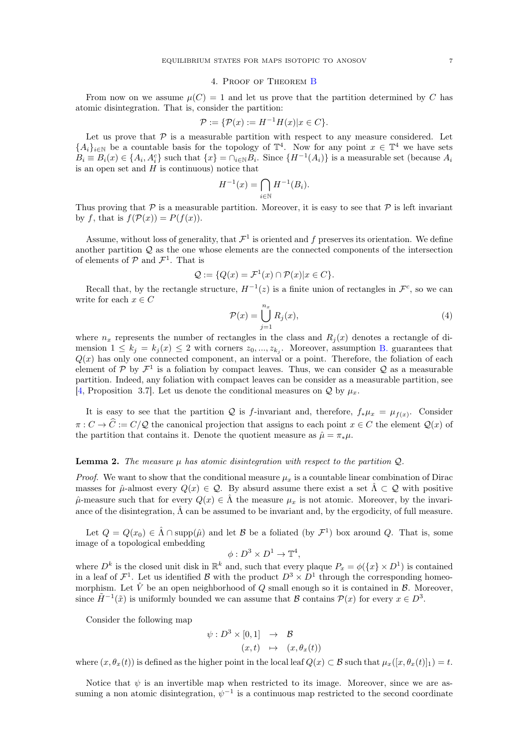## 4. Proof of Theorem B

From now on we assume $\mu(C) = 1$ and let us prove that the partition determined by $C$ has atomic disintegration. That is, consider the partition:

$$\mathcal{P} := \{\mathcal{P}(x) := H^{-1}H(x) | x \in C\}.$$

Let us prove that $\mathcal{P}$ is a measurable partition with respect to any measure considered. Let $\{A_i\}_{i \in \mathbb{N}}$ be a countable basis for the topology of $\mathbb{T}^4$. Now for any point $x \in \mathbb{T}^4$ we have sets $B_i \equiv B_i(x) \in \{A_i, A_i^c\}$ such that $\{x\} = \cap_{i \in \mathbb{N}} B_i$. Since $\{H^{-1}(A_i)\}$ is a measurable set (because $A_i$ is an open set and $H$ is continuous) notice that

$$H^{-1}(x) = \bigcap_{i \in \mathbb{N}} H^{-1}(B_i).$$

Thus proving that $\mathcal{P}$ is a measurable partition. Moreover, it is easy to see that $\mathcal{P}$ is left invariant by $f$, that is $f(\mathcal{P}(x)) = P(f(x))$.

Assume, without loss of generality, that $\mathcal{F}^1$ is oriented and $f$ preserves its orientation. We define another partition $\mathcal{Q}$ as the one whose elements are the connected components of the intersection of elements of $\mathcal{P}$ and $\mathcal{F}^1$. That is

$$\mathcal{Q} := \{Q(x) = \mathcal{F}^1(x) \cap \mathcal{P}(x) | x \in C\}.$$

Recall that, by the rectangle structure, $H^{-1}(z)$ is a finite union of rectangles in $\mathcal{F}^c$, so we can write for each $x \in C$

$$\mathcal{P}(x) = \bigcup_{j=1}^{n_x} R_j(x), \tag{4}$$

where $n_x$ represents the number of rectangles in the class and $R_j(x)$ denotes a rectangle of dimension $1 \leq k_j = k_j(x) \leq 2$ with corners $z_0, ..., z_{k_j}$. Moreover, assumption B. guarantees that $Q(x)$ has only one connected component, an interval or a point. Therefore, the foliation of each element of $\mathcal{P}$ by $\mathcal{F}^1$ is a foliation by compact leaves. Thus, we can consider $\mathcal{Q}$ as a measurable partition. Indeed, any foliation with compact leaves can be consider as a measurable partition, see [4, Proposition 3.7]. Let us denote the conditional measures on $\mathcal{Q}$ by $\mu_x$.

It is easy to see that the partition $\mathcal{Q}$ is $f$-invariant and, therefore, $f_*\mu_x = \mu_{f(x)}$. Consider $\pi : C \to \widehat{C} := C/\mathcal{Q}$ the canonical projection that assigns to each point $x \in C$ the element $\mathcal{Q}(x)$ of the partition that contains it. Denote the quotient measure as $\hat{\mu} = \pi_*\mu$.

**Lemma 2.** *The measure $\mu$ has atomic disintegration with respect to the partition $\mathcal{Q}$.*

*Proof.* We want to show that the conditional measure $\mu_x$ is a countable linear combination of Dirac masses for $\hat{\mu}$-almost every $Q(x) \in \mathcal{Q}$. By absurd assume there exist a set $\hat{\Lambda} \subset \mathcal{Q}$ with positive $\hat{\mu}$-measure such that for every $Q(x) \in \hat{\Lambda}$ the measure $\mu_x$ is not atomic. Moreover, by the invariance of the disintegration, $\hat{\Lambda}$ can be assumed to be invariant and, by the ergodicity, of full measure.

Let $Q = Q(x_0) \in \hat{\Lambda} \cap \text{supp}(\hat{\mu})$ and let $\mathcal{B}$ be a foliated (by $\mathcal{F}^1$) box around $Q$. That is, some image of a topological embedding

$$\phi : D^3 \times D^1 \to \mathbb{T}^4,$$

where $D^k$ is the closed unit disk in $\mathbb{R}^k$ and, such that every plaque $P_x = \phi(\{x\} \times D^1)$ is contained in a leaf of $\mathcal{F}^1$. Let us identified $\mathcal{B}$ with the product $D^3 \times D^1$ through the corresponding homeomorphism. Let $\hat{V}$ be an open neighborhood of $Q$ small enough so it is contained in $\mathcal{B}$. Moreover, since $\tilde{H}^{-1}(\tilde{x})$ is uniformly bounded we can assume that $\mathcal{B}$ contains $\mathcal{P}(x)$ for every $x \in D^3$.

Consider the following map

$$\begin{aligned} \psi : D^3 \times [0,1] &\to \mathcal{B} \\ (x,t) &\mapsto (x, \theta_x(t)) \end{aligned}$$

where $(x, \theta_x(t))$ is defined as the higher point in the local leaf $Q(x) \subset \mathcal{B}$ such that $\mu_x([x, \theta_x(t)]_1) = t$.

Notice that $\psi$ is an invertible map when restricted to its image. Moreover, since we are assuming a non atomic disintegration, $\psi^{-1}$ is a continuous map restricted to the second coordinate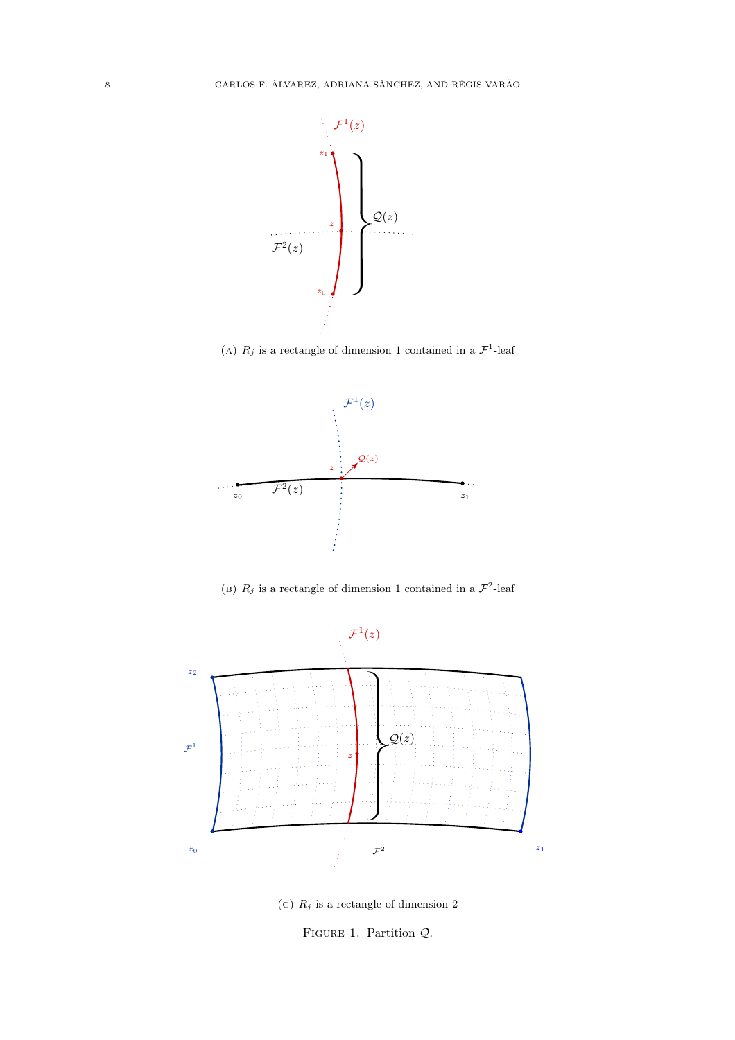(A) $R_j$ is a rectangle of dimension 1 contained in a $\mathcal{F}^1$-leaf

(B) $R_j$ is a rectangle of dimension 1 contained in a $\mathcal{F}^2$-leaf

(C) $R_j$ is a rectangle of dimension 2

FIGURE 1. Partition $\mathcal{Q}$.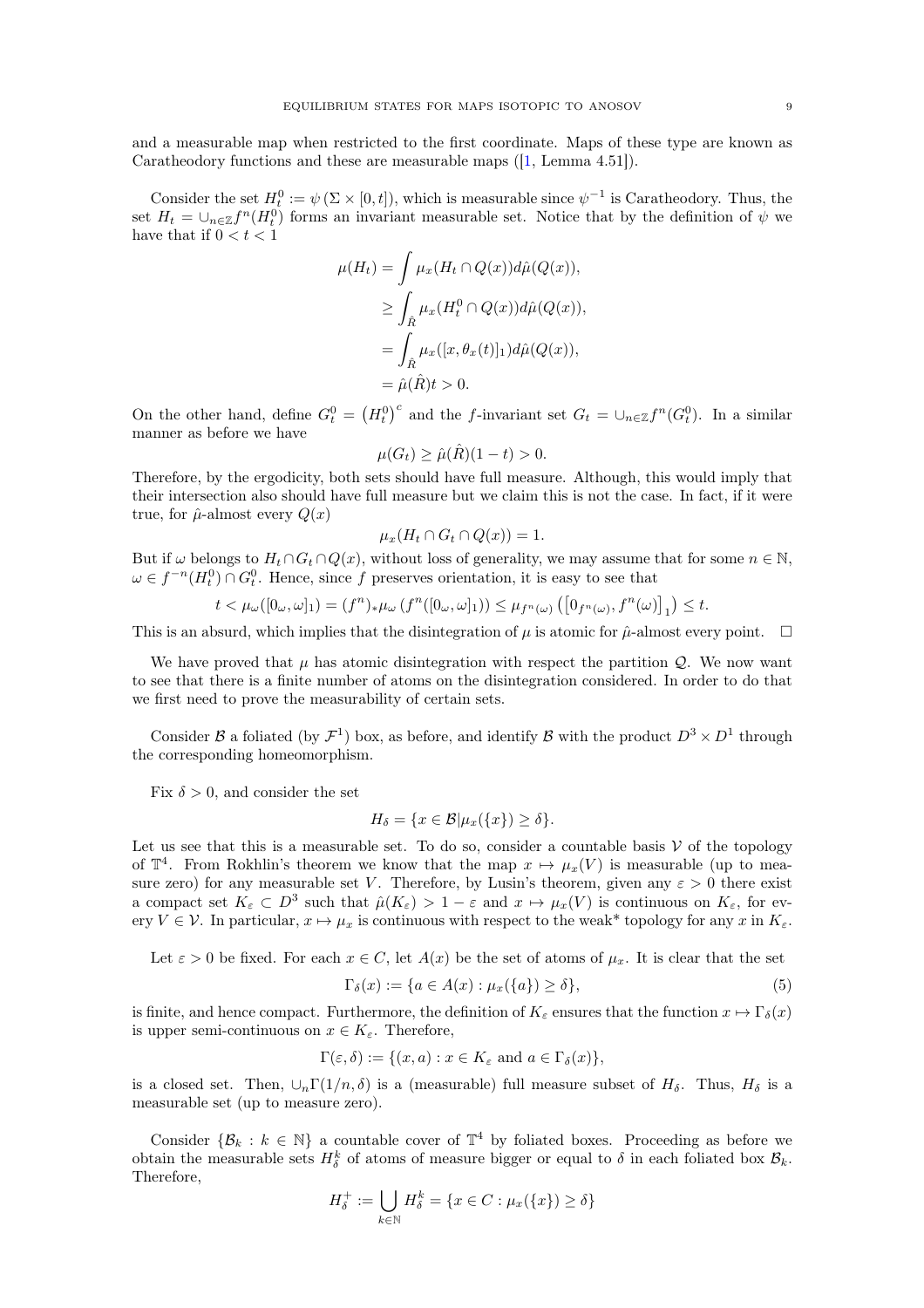and a measurable map when restricted to the first coordinate. Maps of these type are known as Caratheodory functions and these are measurable maps ([1, Lemma 4.51]).

Consider the set $H_t^0 := \psi(\Sigma \times [0,t])$, which is measurable since $\psi^{-1}$ is Caratheodory. Thus, the set $H_t = \cup_{n\in\mathbb{Z}} f^n(H_t^0)$ forms an invariant measurable set. Notice that by the definition of $\psi$ we have that if $0 < t < 1$

$$
\begin{aligned}
\mu(H_t) &= \int \mu_x(H_t \cap Q(x)) d\hat{\mu}(Q(x)), \\
&\geq \int_{\hat{R}} \mu_x(H_t^0 \cap Q(x)) d\hat{\mu}(Q(x)), \\
&= \int_{\hat{R}} \mu_x([x, \theta_x(t)]_1) d\hat{\mu}(Q(x)), \\
&= \hat{\mu}(\hat{R}) t > 0.
\end{aligned}
$$

On the other hand, define $G_t^0 = \left(H_t^0\right)^c$ and the $f$-invariant set $G_t = \cup_{n\in\mathbb{Z}} f^n(G_t^0)$. In a similar manner as before we have

$$
\mu(G_t) \geq \hat{\mu}(\hat{R})(1-t) > 0.
$$

Therefore, by the ergodicity, both sets should have full measure. Although, this would imply that their intersection also should have full measure but we claim this is not the case. In fact, if it were true, for $\hat{\mu}$-almost every $Q(x)$

$$
\mu_x(H_t \cap G_t \cap Q(x)) = 1.
$$

But if $\omega$ belongs to $H_t \cap G_t \cap Q(x)$, without loss of generality, we may assume that for some $n \in \mathbb{N}$, $\omega \in f^{-n}(H_t^0) \cap G_t^0$. Hence, since $f$ preserves orientation, it is easy to see that

$$
t < \mu_\omega([0_\omega, \omega]_1) = (f^n)_* \mu_\omega \left(f^n([0_\omega, \omega]_1)\right) \leq \mu_{f^n(\omega)} \left(\left[0_{f^n(\omega)}, f^n(\omega)\right]_1\right) \leq t.
$$

This is an absurd, which implies that the disintegration of $\mu$ is atomic for $\hat{\mu}$-almost every point. $\square$

We have proved that $\mu$ has atomic disintegration with respect the partition $\mathcal{Q}$. We now want to see that there is a finite number of atoms on the disintegration considered. In order to do that we first need to prove the measurability of certain sets.

Consider $\mathcal{B}$ a foliated (by $\mathcal{F}^1$) box, as before, and identify $\mathcal{B}$ with the product $D^3 \times D^1$ through the corresponding homeomorphism.

Fix $\delta > 0$, and consider the set

$$
H_\delta = \{x \in \mathcal{B} | \mu_x(\{x\}) \geq \delta\}.
$$

Let us see that this is a measurable set. To do so, consider a countable basis $\mathcal{V}$ of the topology of $\mathbb{T}^4$. From Rokhlin's theorem we know that the map $x \mapsto \mu_x(V)$ is measurable (up to measure zero) for any measurable set $V$. Therefore, by Lusin's theorem, given any $\varepsilon > 0$ there exist a compact set $K_\varepsilon \subset D^3$ such that $\hat{\mu}(K_\varepsilon) > 1 - \varepsilon$ and $x \mapsto \mu_x(V)$ is continuous on $K_\varepsilon$, for every $V \in \mathcal{V}$. In particular, $x \mapsto \mu_x$ is continuous with respect to the weak* topology for any $x$ in $K_\varepsilon$.

Let $\varepsilon > 0$ be fixed. For each $x \in C$, let $A(x)$ be the set of atoms of $\mu_x$. It is clear that the set

$$
\Gamma_\delta(x) := \{a \in A(x) : \mu_x(\{a\}) \geq \delta\}, \tag{5}
$$

is finite, and hence compact. Furthermore, the definition of $K_\varepsilon$ ensures that the function $x \mapsto \Gamma_\delta(x)$ is upper semi-continuous on $x \in K_\varepsilon$. Therefore,

$$
\Gamma(\varepsilon, \delta) := \{(x, a) : x \in K_\varepsilon \text{ and } a \in \Gamma_\delta(x)\},
$$

is a closed set. Then, $\cup_n \Gamma(1/n, \delta)$ is a (measurable) full measure subset of $H_\delta$. Thus, $H_\delta$ is a measurable set (up to measure zero).

Consider $\{\mathcal{B}_k : k \in \mathbb{N}\}$ a countable cover of $\mathbb{T}^4$ by foliated boxes. Proceeding as before we obtain the measurable sets $H_\delta^k$ of atoms of measure bigger or equal to $\delta$ in each foliated box $\mathcal{B}_k$. Therefore,

$$
H_\delta^+ := \bigcup_{k\in\mathbb{N}} H_\delta^k = \{x \in C : \mu_x(\{x\}) \geq \delta\}
$$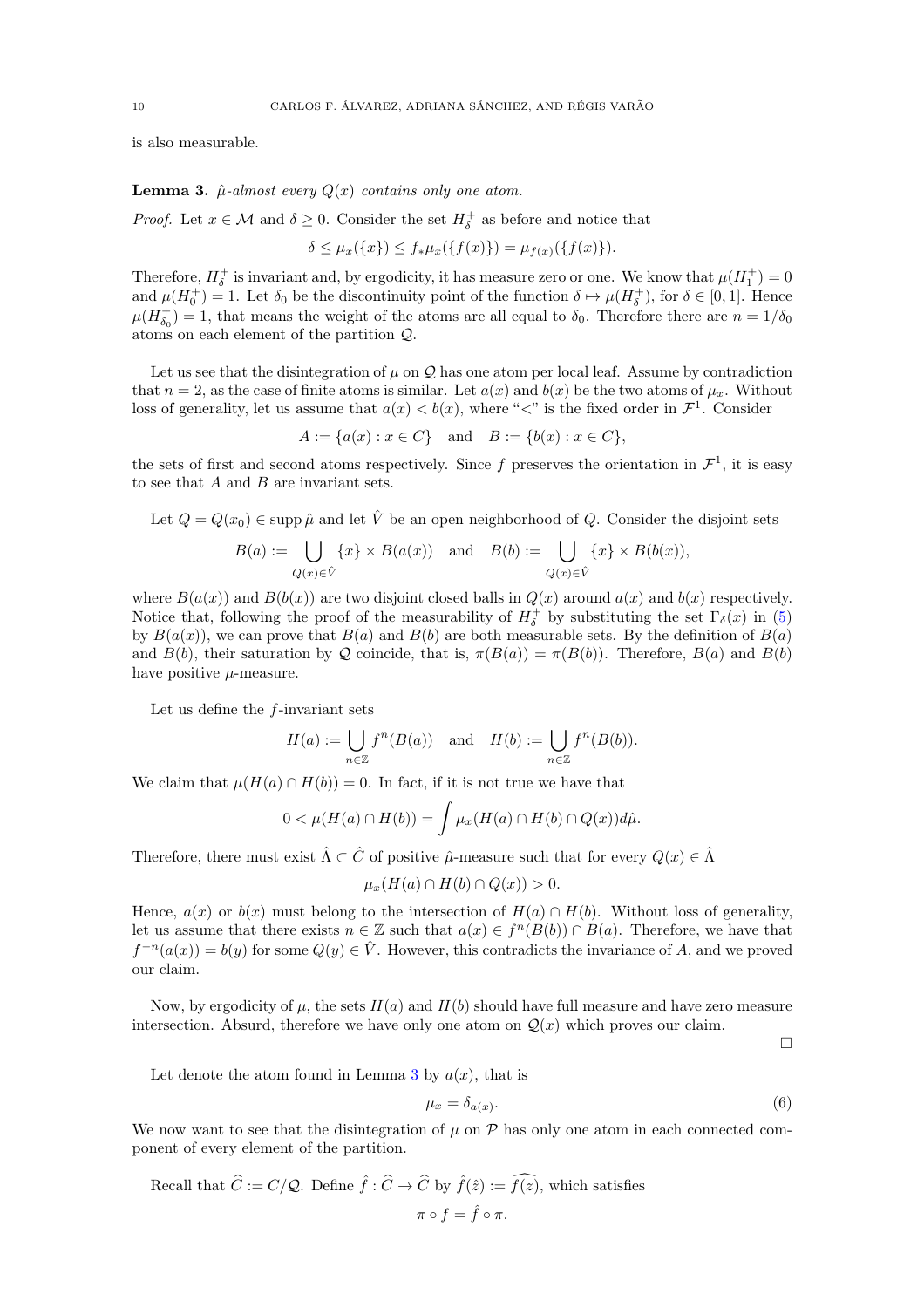is also measurable.

**Lemma 3.** *$\hat{\mu}$-almost every $Q(x)$ contains only one atom.*

*Proof.* Let $x \in \mathcal{M}$ and $\delta \geq 0$. Consider the set $H_\delta^+$ as before and notice that

$$\delta \leq \mu_x(\{x\}) \leq f_*\mu_x(\{f(x)\}) = \mu_{f(x)}(\{f(x)\}).$$

Therefore, $H_\delta^+$ is invariant and, by ergodicity, it has measure zero or one. We know that $\mu(H_1^+) = 0$ and $\mu(H_0^+) = 1$. Let $\delta_0$ be the discontinuity point of the function $\delta \mapsto \mu(H_\delta^+)$, for $\delta \in [0,1]$. Hence $\mu(H_{\delta_0}^+) = 1$, that means the weight of the atoms are all equal to $\delta_0$. Therefore there are $n = 1/\delta_0$ atoms on each element of the partition $\mathcal{Q}$.

Let us see that the disintegration of $\mu$ on $\mathcal{Q}$ has one atom per local leaf. Assume by contradiction that $n = 2$, as the case of finite atoms is similar. Let $a(x)$ and $b(x)$ be the two atoms of $\mu_x$. Without loss of generality, let us assume that $a(x) < b(x)$, where "$<$" is the fixed order in $\mathcal{F}^1$. Consider

$$A := \{a(x) : x \in C\} \quad \text{and} \quad B := \{b(x) : x \in C\},$$

the sets of first and second atoms respectively. Since $f$ preserves the orientation in $\mathcal{F}^1$, it is easy to see that $A$ and $B$ are invariant sets.

Let $Q = Q(x_0) \in \operatorname{supp} \hat{\mu}$ and let $\hat{V}$ be an open neighborhood of $Q$. Consider the disjoint sets

$$B(a) := \bigcup_{Q(x) \in \hat{V}} \{x\} \times B(a(x)) \quad \text{and} \quad B(b) := \bigcup_{Q(x) \in \hat{V}} \{x\} \times B(b(x)),$$

where $B(a(x))$ and $B(b(x))$ are two disjoint closed balls in $Q(x)$ around $a(x)$ and $b(x)$ respectively. Notice that, following the proof of the measurability of $H_\delta^+$ by substituting the set $\Gamma_\delta(x)$ in (5) by $B(a(x))$, we can prove that $B(a)$ and $B(b)$ are both measurable sets. By the definition of $B(a)$ and $B(b)$, their saturation by $\mathcal{Q}$ coincide, that is, $\pi(B(a)) = \pi(B(b))$. Therefore, $B(a)$ and $B(b)$ have positive $\mu$-measure.

Let us define the $f$-invariant sets

$$H(a) := \bigcup_{n \in \mathbb{Z}} f^n(B(a)) \quad \text{and} \quad H(b) := \bigcup_{n \in \mathbb{Z}} f^n(B(b)).$$

We claim that $\mu(H(a) \cap H(b)) = 0$. In fact, if it is not true we have that

$$0 < \mu(H(a) \cap H(b)) = \int \mu_x(H(a) \cap H(b) \cap Q(x)) d\hat{\mu}.$$

Therefore, there must exist $\hat{\Lambda} \subset \hat{C}$ of positive $\hat{\mu}$-measure such that for every $Q(x) \in \hat{\Lambda}$

$$\mu_x(H(a) \cap H(b) \cap Q(x)) > 0.$$

Hence, $a(x)$ or $b(x)$ must belong to the intersection of $H(a) \cap H(b)$. Without loss of generality, let us assume that there exists $n \in \mathbb{Z}$ such that $a(x) \in f^n(B(b)) \cap B(a)$. Therefore, we have that $f^{-n}(a(x)) = b(y)$ for some $Q(y) \in \hat{V}$. However, this contradicts the invariance of $A$, and we proved our claim.

Now, by ergodicity of $\mu$, the sets $H(a)$ and $H(b)$ should have full measure and have zero measure intersection. Absurd, therefore we have only one atom on $\mathcal{Q}(x)$ which proves our claim.

∎

Let denote the atom found in Lemma 3 by $a(x)$, that is

$$\mu_x = \delta_{a(x)}. \tag{6}$$

We now want to see that the disintegration of $\mu$ on $\mathcal{P}$ has only one atom in each connected component of every element of the partition.

Recall that $\widehat{C} := C/\mathcal{Q}$. Define $\hat{f} : \widehat{C} \to \widehat{C}$ by $\hat{f}(\hat{z}) := \widehat{f(z)}$, which satisfies

$$\pi \circ f = \hat{f} \circ \pi.$$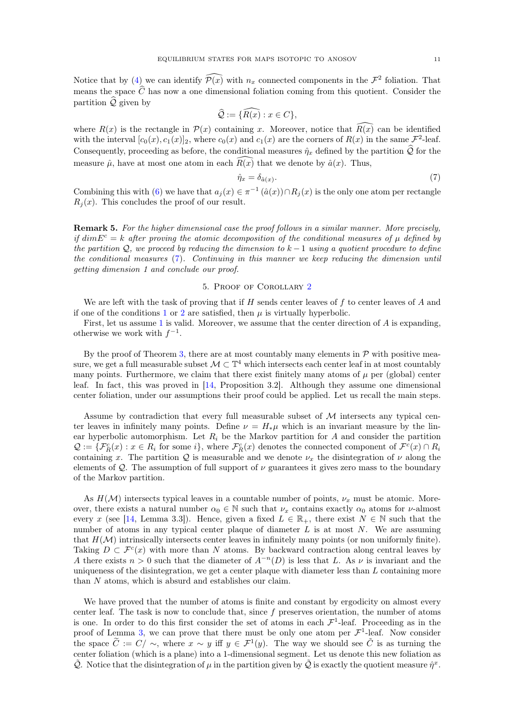Notice that by (4) we can identify $\widehat{\mathcal{P}(x)}$ with $n_x$ connected components in the $\mathcal{F}^2$ foliation. That means the space $\widehat{C}$ has now a one dimensional foliation coming from this quotient. Consider the partition $\widehat{\mathcal{Q}}$ given by

$$\widehat{\mathcal{Q}} := \{\widehat{R(x)} : x \in C\},$$

where $R(x)$ is the rectangle in $\mathcal{P}(x)$ containing $x$. Moreover, notice that $\widehat{R(x)}$ can be identified with the interval $[c_0(x), c_1(x)]_2$, where $c_0(x)$ and $c_1(x)$ are the corners of $R(x)$ in the same $\mathcal{F}^2$-leaf. Consequently, proceeding as before, the conditional measures $\hat{\eta}_x$ defined by the partition $\widehat{\mathcal{Q}}$ for the measure $\hat{\mu}$, have at most one atom in each $\widehat{R(x)}$ that we denote by $\hat{a}(x)$. Thus,

$$\hat{\eta}_x = \delta_{\hat{a}(x)}. \tag{7}$$

Combining this with (6) we have that $a_j(x) \in \pi^{-1}(\hat{a}(x)) \cap R_j(x)$ is the only one atom per rectangle $R_j(x)$. This concludes the proof of our result.

**Remark 5.** *For the higher dimensional case the proof follows in a similar manner. More precisely, if $dim E^c = k$ after proving the atomic decomposition of the conditional measures of $\mu$ defined by the partition $\mathcal{Q}$, we proceed by reducing the dimension to $k-1$ using a quotient procedure to define the conditional measures (7). Continuing in this manner we keep reducing the dimension until getting dimension 1 and conclude our proof.*

## 5. Proof of Corollary 2

We are left with the task of proving that if $H$ sends center leaves of $f$ to center leaves of $A$ and if one of the conditions 1 or 2 are satisfied, then $\mu$ is virtually hyperbolic.

First, let us assume 1 is valid. Moreover, we assume that the center direction of $A$ is expanding, otherwise we work with $f^{-1}$.

By the proof of Theorem 3, there are at most countably many elements in $\mathcal{P}$ with positive measure, we get a full measurable subset $\mathcal{M} \subset \mathbb{T}^4$ which intersects each center leaf in at most countably many points. Furthermore, we claim that there exist finitely many atoms of $\mu$ per (global) center leaf. In fact, this was proved in [14, Proposition 3.2]. Although they assume one dimensional center foliation, under our assumptions their proof could be applied. Let us recall the main steps.

Assume by contradiction that every full measurable subset of $\mathcal{M}$ intersects any typical center leaves in infinitely many points. Define $\nu = H_*\mu$ which is an invariant measure by the linear hyperbolic automorphism. Let $R_i$ be the Markov partition for $A$ and consider the partition $\mathcal{Q} := \{\mathcal{F}^c_R(x) : x \in R_i \text{ for some } i\}$, where $\mathcal{F}^c_R(x)$ denotes the connected component of $\mathcal{F}^c(x) \cap R_i$ containing $x$. The partition $\mathcal{Q}$ is measurable and we denote $\nu_x$ the disintegration of $\nu$ along the elements of $\mathcal{Q}$. The assumption of full support of $\nu$ guarantees it gives zero mass to the boundary of the Markov partition.

As $H(\mathcal{M})$ intersects typical leaves in a countable number of points, $\nu_x$ must be atomic. Moreover, there exists a natural number $\alpha_0 \in \mathbb{N}$ such that $\nu_x$ contains exactly $\alpha_0$ atoms for $\nu$-almost every $x$ (see [14, Lemma 3.3]). Hence, given a fixed $L \in \mathbb{R}_+$, there exist $N \in \mathbb{N}$ such that the number of atoms in any typical center plaque of diameter $L$ is at most $N$. We are assuming that $H(\mathcal{M})$ intrinsically intersects center leaves in infinitely many points (or non uniformly finite). Taking $D \subset \mathcal{F}^c(x)$ with more than $N$ atoms. By backward contraction along central leaves by $A$ there exists $n > 0$ such that the diameter of $A^{-n}(D)$ is less that $L$. As $\nu$ is invariant and the uniqueness of the disintegration, we get a center plaque with diameter less than $L$ containing more than $N$ atoms, which is absurd and establishes our claim.

We have proved that the number of atoms is finite and constant by ergodicity on almost every center leaf. The task is now to conclude that, since $f$ preserves orientation, the number of atoms is one. In order to do this first consider the set of atoms in each $\mathcal{F}^1$-leaf. Proceeding as in the proof of Lemma 3, we can prove that there must be only one atom per $\mathcal{F}^1$-leaf. Now consider the space $\widetilde{C} := C/\sim$, where $x \sim y$ iff $y \in \mathcal{F}^1(y)$. The way we should see $\check{C}$ is as turning the center foliation (which is a plane) into a 1-dimensional segment. Let us denote this new foliation as $\tilde{\mathcal{Q}}$. Notice that the disintegration of $\mu$ in the partition given by $\tilde{\mathcal{Q}}$ is exactly the quotient measure $\hat{\eta}^x$.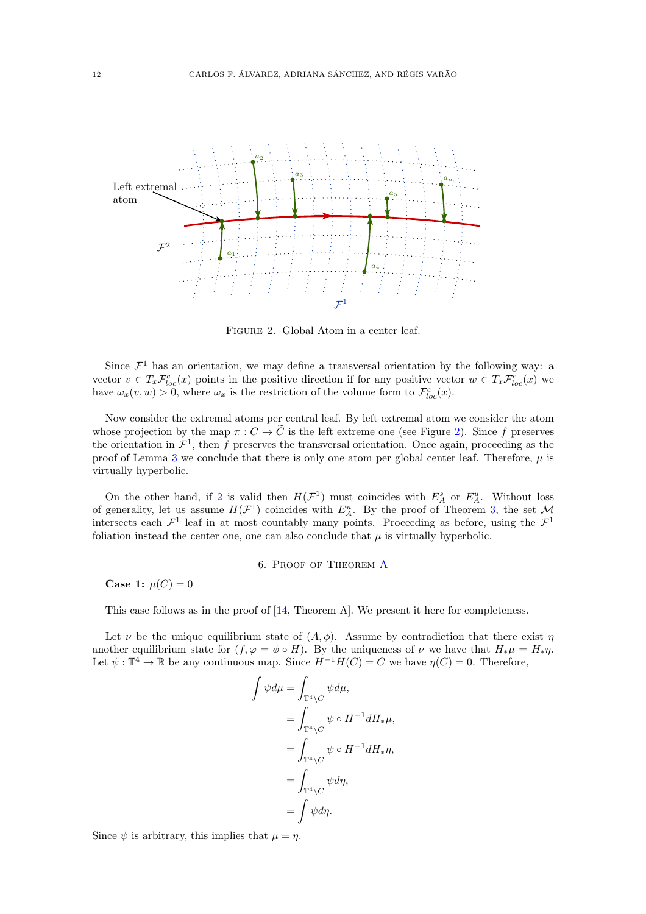Left extremal atom

$\mathcal{F}^2$

$\mathcal{F}^1$

FIGURE 2. Global Atom in a center leaf.

Since $\mathcal{F}^1$ has an orientation, we may define a transversal orientation by the following way: a vector $v \in T_x\mathcal{F}^c_{loc}(x)$ points in the positive direction if for any positive vector $w \in T_x\mathcal{F}^c_{loc}(x)$ we have $\omega_x(v, w) > 0$, where $\omega_x$ is the restriction of the volume form to $\mathcal{F}^c_{loc}(x)$.

Now consider the extremal atoms per central leaf. By left extremal atom we consider the atom whose projection by the map $\pi : C \to \widetilde{C}$ is the left extreme one (see Figure 2). Since $f$ preserves the orientation in $\mathcal{F}^1$, then $f$ preserves the transversal orientation. Once again, proceeding as the proof of Lemma 3 we conclude that there is only one atom per global center leaf. Therefore, $\mu$ is virtually hyperbolic.

On the other hand, if 2 is valid then $H(\mathcal{F}^1)$ must coincides with $E^s_A$ or $E^u_A$. Without loss of generality, let us assume $H(\mathcal{F}^1)$ coincides with $E^u_A$. By the proof of Theorem 3, the set $\mathcal{M}$ intersects each $\mathcal{F}^1$ leaf in at most countably many points. Proceeding as before, using the $\mathcal{F}^1$ foliation instead the center one, one can also conclude that $\mu$ is virtually hyperbolic.

## 6. Proof of Theorem A

**Case 1:** $\mu(C) = 0$

This case follows as in the proof of [14, Theorem A]. We present it here for completeness.

Let $\nu$ be the unique equilibrium state of $(A, \phi)$. Assume by contradiction that there exist $\eta$ another equilibrium state for $(f, \varphi = \phi \circ H)$. By the uniqueness of $\nu$ we have that $H_*\mu = H_*\eta$. Let $\psi : \mathbb{T}^4 \to \mathbb{R}$ be any continuous map. Since $H^{-1}H(C) = C$ we have $\eta(C) = 0$. Therefore,

$$\begin{aligned}
\int \psi d\mu &= \int_{\mathbb{T}^4\setminus C} \psi d\mu, \\
&= \int_{\mathbb{T}^4\setminus C} \psi \circ H^{-1} dH_*\mu, \\
&= \int_{\mathbb{T}^4\setminus C} \psi \circ H^{-1} dH_*\eta, \\
&= \int_{\mathbb{T}^4\setminus C} \psi d\eta, \\
&= \int \psi d\eta.
\end{aligned}$$

Since $\psi$ is arbitrary, this implies that $\mu = \eta$.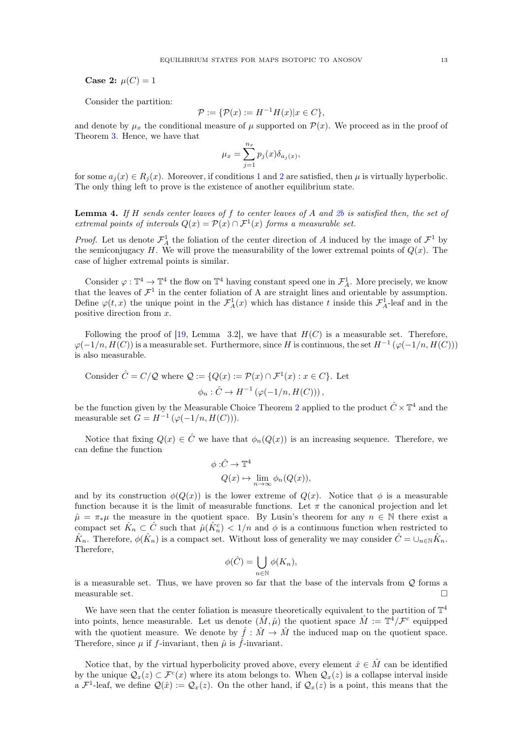**Case 2:** $\mu(C) = 1$

Consider the partition:

$$\mathcal{P} := \{\mathcal{P}(x) := H^{-1}H(x) | x \in C\},$$

and denote by $\mu_x$ the conditional measure of $\mu$ supported on $\mathcal{P}(x)$. We proceed as in the proof of Theorem 3. Hence, we have that

$$\mu_x = \sum_{j=1}^{n_x} p_j(x)\delta_{a_j(x)},$$

for some $a_j(x) \in R_j(x)$. Moreover, if conditions 1 and 2 are satisfied, then $\mu$ is virtually hyperbolic. The only thing left to prove is the existence of another equilibrium state.

**Lemma 4.** *If $H$ sends center leaves of $f$ to center leaves of $A$ and 2b is satisfied then, the set of extremal points of intervals $Q(x) = \mathcal{P}(x) \cap \mathcal{F}^1(x)$ forms a measurable set.*

*Proof.* Let us denote $\mathcal{F}^1_A$ the foliation of the center direction of $A$ induced by the image of $\mathcal{F}^1$ by the semiconjugacy $H$. We will prove the measurability of the lower extremal points of $Q(x)$. The case of higher extremal points is similar.

Consider $\varphi : \mathbb{T}^4 \to \mathbb{T}^4$ the flow on $\mathbb{T}^4$ having constant speed one in $\mathcal{F}^1_A$. More precisely, we know that the leaves of $\mathcal{F}^1$ in the center foliation of A are straight lines and orientable by assumption. Define $\varphi(t, x)$ the unique point in the $\mathcal{F}^1_A(x)$ which has distance $t$ inside this $\mathcal{F}^1_A$-leaf and in the positive direction from $x$.

Following the proof of [19, Lemma 3.2], we have that $H(C)$ is a measurable set. Therefore, $\varphi(-1/n, H(C))$ is a measurable set. Furthermore, since $H$ is continuous, the set $H^{-1}(\varphi(-1/n, H(C)))$ is also measurable.

Consider $\hat{C} = C/\mathcal{Q}$ where $\mathcal{Q} := \{Q(x) := \mathcal{P}(x) \cap \mathcal{F}^1(x) : x \in C\}$. Let

$$\phi_n : \hat{C} \to H^{-1}\left(\varphi(-1/n, H(C))\right),$$

be the function given by the Measurable Choice Theorem 2 applied to the product $\hat{C} \times \mathbb{T}^4$ and the measurable set $G = H^{-1}(\varphi(-1/n, H(C)))$.

Notice that fixing $Q(x) \in \hat{C}$ we have that $\phi_n(Q(x))$ is an increasing sequence. Therefore, we can define the function

$$\begin{aligned}\phi :& \hat{C} \to \mathbb{T}^4 \\ & Q(x) \mapsto \lim_{n\to\infty} \phi_n(Q(x)),\end{aligned}$$

and by its construction $\phi(Q(x))$ is the lower extreme of $Q(x)$. Notice that $\phi$ is a measurable function because it is the limit of measurable functions. Let $\pi$ the canonical projection and let $\hat{\mu} = \pi_*\mu$ the measure in the quotient space. By Lusin's theorem for any $n \in \mathbb{N}$ there exist a compact set $\hat{K}_n \subset \hat{C}$ such that $\hat{\mu}(\hat{K}_n^c) < 1/n$ and $\phi$ is a continuous function when restricted to $\hat{K}_n$. Therefore, $\phi(\hat{K}_n)$ is a compact set. Without loss of generality we may consider $\hat{C} = \cup_{n\in\mathbb{N}}\hat{K}_n$. Therefore,

$$\phi(\hat{C}) = \bigcup_{n\in\mathbb{N}} \phi(K_n),$$

is a measurable set. Thus, we have proven so far that the base of the intervals from $\mathcal{Q}$ forms a measurable set. □

We have seen that the center foliation is measure theoretically equivalent to the partition of $\mathbb{T}^4$ into points, hence measurable. Let us denote $(\hat{M}, \hat{\mu})$ the quotient space $\hat{M} := \mathbb{T}^4/\mathcal{F}^c$ equipped with the quotient measure. We denote by $\hat{f} : \hat{M} \to \hat{M}$ the induced map on the quotient space. Therefore, since $\mu$ if $f$-invariant, then $\hat{\mu}$ is $\hat{f}$-invariant.

Notice that, by the virtual hyperbolicity proved above, every element $\hat{x} \in \hat{M}$ can be identified by the unique $\mathcal{Q}_x(z) \subset \mathcal{F}^c(x)$ where its atom belongs to. When $\mathcal{Q}_x(z)$ is a collapse interval inside a $\mathcal{F}^1$-leaf, we define $\mathcal{Q}(\hat{x}) := \mathcal{Q}_x(z)$. On the other hand, if $\mathcal{Q}_x(z)$ is a point, this means that the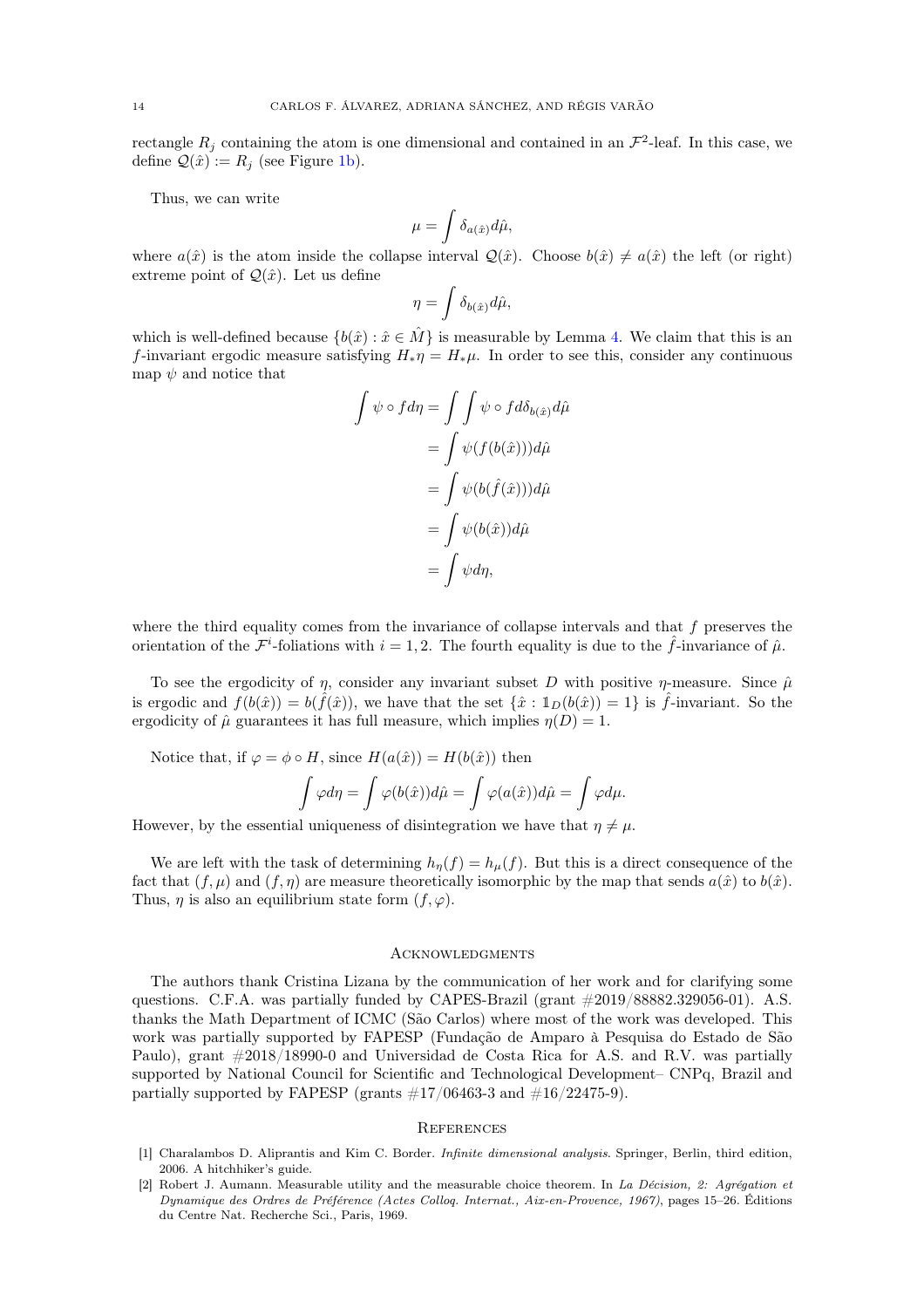rectangle $R_j$ containing the atom is one dimensional and contained in an $\mathcal{F}^2$-leaf. In this case, we define $\mathcal{Q}(\hat{x}) := R_j$ (see Figure 1b).

Thus, we can write

$$\mu = \int \delta_{a(\hat{x})} d\hat{\mu},$$

where $a(\hat{x})$ is the atom inside the collapse interval $\mathcal{Q}(\hat{x})$. Choose $b(\hat{x}) \neq a(\hat{x})$ the left (or right) extreme point of $\mathcal{Q}(\hat{x})$. Let us define

$$\eta = \int \delta_{b(\hat{x})} d\hat{\mu},$$

which is well-defined because $\{b(\hat{x}) : \hat{x} \in \hat{M}\}$ is measurable by Lemma 4. We claim that this is an $f$-invariant ergodic measure satisfying $H_*\eta = H_*\mu$. In order to see this, consider any continuous map $\psi$ and notice that

$$\begin{aligned}
\int \psi \circ f d\eta &= \int \int \psi \circ f d\delta_{b(\hat{x})} d\hat{\mu} \\
&= \int \psi(f(b(\hat{x}))) d\hat{\mu} \\
&= \int \psi(b(\hat{f}(\hat{x}))) d\hat{\mu} \\
&= \int \psi(b(\hat{x})) d\hat{\mu} \\
&= \int \psi d\eta,
\end{aligned}$$

where the third equality comes from the invariance of collapse intervals and that $f$ preserves the orientation of the $\mathcal{F}^i$-foliations with $i = 1, 2$. The fourth equality is due to the $\hat{f}$-invariance of $\hat{\mu}$.

To see the ergodicity of $\eta$, consider any invariant subset $D$ with positive $\eta$-measure. Since $\hat{\mu}$ is ergodic and $f(b(\hat{x})) = b(\hat{f}(\hat{x}))$, we have that the set $\{\hat{x} : \mathbb{1}_D(b(\hat{x})) = 1\}$ is $\hat{f}$-invariant. So the ergodicity of $\hat{\mu}$ guarantees it has full measure, which implies $\eta(D) = 1$.

Notice that, if $\varphi = \phi \circ H$, since $H(a(\hat{x})) = H(b(\hat{x}))$ then

$$\int \varphi d\eta = \int \varphi(b(\hat{x})) d\hat{\mu} = \int \varphi(a(\hat{x})) d\hat{\mu} = \int \varphi d\mu.$$

However, by the essential uniqueness of disintegration we have that $\eta \neq \mu$.

We are left with the task of determining $h_\eta(f) = h_\mu(f)$. But this is a direct consequence of the fact that $(f, \mu)$ and $(f, \eta)$ are measure theoretically isomorphic by the map that sends $a(\hat{x})$ to $b(\hat{x})$. Thus, $\eta$ is also an equilibrium state form $(f, \varphi)$.

## Acknowledgments

The authors thank Cristina Lizana by the communication of her work and for clarifying some questions. C.F.A. was partially funded by CAPES-Brazil (grant #2019/88882.329056-01). A.S. thanks the Math Department of ICMC (São Carlos) where most of the work was developed. This work was partially supported by FAPESP (Fundação de Amparo à Pesquisa do Estado de São Paulo), grant #2018/18990-0 and Universidad de Costa Rica for A.S. and R.V. was partially supported by National Council for Scientific and Technological Development– CNPq, Brazil and partially supported by FAPESP (grants #17/06463-3 and #16/22475-9).

## References

[1] Charalambos D. Aliprantis and Kim C. Border. *Infinite dimensional analysis*. Springer, Berlin, third edition, 2006. A hitchhiker's guide.

[2] Robert J. Aumann. Measurable utility and the measurable choice theorem. In *La Décision, 2: Agrégation et Dynamique des Ordres de Préférence (Actes Colloq. Internat., Aix-en-Provence, 1967)*, pages 15–26. Éditions du Centre Nat. Recherche Sci., Paris, 1969.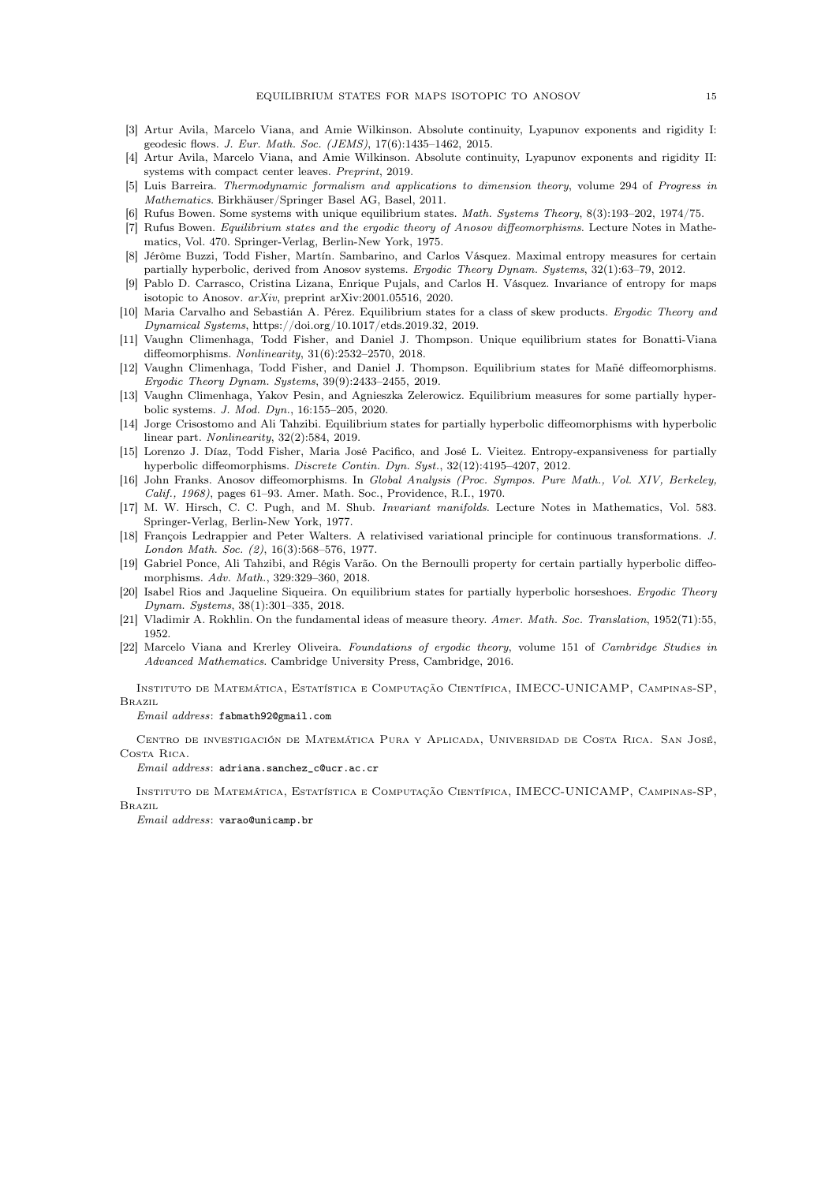[3] Artur Avila, Marcelo Viana, and Amie Wilkinson. Absolute continuity, Lyapunov exponents and rigidity I: geodesic flows. *J. Eur. Math. Soc. (JEMS)*, 17(6):1435–1462, 2015.

[4] Artur Avila, Marcelo Viana, and Amie Wilkinson. Absolute continuity, Lyapunov exponents and rigidity II: systems with compact center leaves. *Preprint*, 2019.

[5] Luis Barreira. *Thermodynamic formalism and applications to dimension theory*, volume 294 of *Progress in Mathematics*. Birkhäuser/Springer Basel AG, Basel, 2011.

[6] Rufus Bowen. Some systems with unique equilibrium states. *Math. Systems Theory*, 8(3):193–202, 1974/75.

[7] Rufus Bowen. *Equilibrium states and the ergodic theory of Anosov diffeomorphisms*. Lecture Notes in Mathematics, Vol. 470. Springer-Verlag, Berlin-New York, 1975.

[8] Jérôme Buzzi, Todd Fisher, Martín. Sambarino, and Carlos Vásquez. Maximal entropy measures for certain partially hyperbolic, derived from Anosov systems. *Ergodic Theory Dynam. Systems*, 32(1):63–79, 2012.

[9] Pablo D. Carrasco, Cristina Lizana, Enrique Pujals, and Carlos H. Vásquez. Invariance of entropy for maps isotopic to Anosov. *arXiv*, preprint arXiv:2001.05516, 2020.

[10] Maria Carvalho and Sebastián A. Pérez. Equilibrium states for a class of skew products. *Ergodic Theory and Dynamical Systems*, https://doi.org/10.1017/etds.2019.32, 2019.

[11] Vaughn Climenhaga, Todd Fisher, and Daniel J. Thompson. Unique equilibrium states for Bonatti-Viana diffeomorphisms. *Nonlinearity*, 31(6):2532–2570, 2018.

[12] Vaughn Climenhaga, Todd Fisher, and Daniel J. Thompson. Equilibrium states for Mañé diffeomorphisms. *Ergodic Theory Dynam. Systems*, 39(9):2433–2455, 2019.

[13] Vaughn Climenhaga, Yakov Pesin, and Agnieszka Zelerowicz. Equilibrium measures for some partially hyperbolic systems. *J. Mod. Dyn.*, 16:155–205, 2020.

[14] Jorge Crisostomo and Ali Tahzibi. Equilibrium states for partially hyperbolic diffeomorphisms with hyperbolic linear part. *Nonlinearity*, 32(2):584, 2019.

[15] Lorenzo J. Díaz, Todd Fisher, Maria José Pacifico, and José L. Vieitez. Entropy-expansiveness for partially hyperbolic diffeomorphisms. *Discrete Contin. Dyn. Syst.*, 32(12):4195–4207, 2012.

[16] John Franks. Anosov diffeomorphisms. In *Global Analysis (Proc. Sympos. Pure Math., Vol. XIV, Berkeley, Calif., 1968)*, pages 61–93. Amer. Math. Soc., Providence, R.I., 1970.

[17] M. W. Hirsch, C. C. Pugh, and M. Shub. *Invariant manifolds*. Lecture Notes in Mathematics, Vol. 583. Springer-Verlag, Berlin-New York, 1977.

[18] François Ledrappier and Peter Walters. A relativised variational principle for continuous transformations. *J. London Math. Soc. (2)*, 16(3):568–576, 1977.

[19] Gabriel Ponce, Ali Tahzibi, and Régis Varão. On the Bernoulli property for certain partially hyperbolic diffeomorphisms. *Adv. Math.*, 329:329–360, 2018.

[20] Isabel Rios and Jaqueline Siqueira. On equilibrium states for partially hyperbolic horseshoes. *Ergodic Theory Dynam. Systems*, 38(1):301–335, 2018.

[21] Vladimir A. Rokhlin. On the fundamental ideas of measure theory. *Amer. Math. Soc. Translation*, 1952(71):55, 1952.

[22] Marcelo Viana and Krerley Oliveira. *Foundations of ergodic theory*, volume 151 of *Cambridge Studies in Advanced Mathematics*. Cambridge University Press, Cambridge, 2016.

Instituto de Matemática, Estatística e Computação Científica, IMECC-UNICAMP, Campinas-SP, Brazil

*Email address*: fabmath92@gmail.com

Centro de investigación de Matemática Pura y Aplicada, Universidad de Costa Rica. San José, Costa Rica.

*Email address*: adriana.sanchez_c@ucr.ac.cr

Instituto de Matemática, Estatística e Computação Científica, IMECC-UNICAMP, Campinas-SP, Brazil

*Email address*: varao@unicamp.br